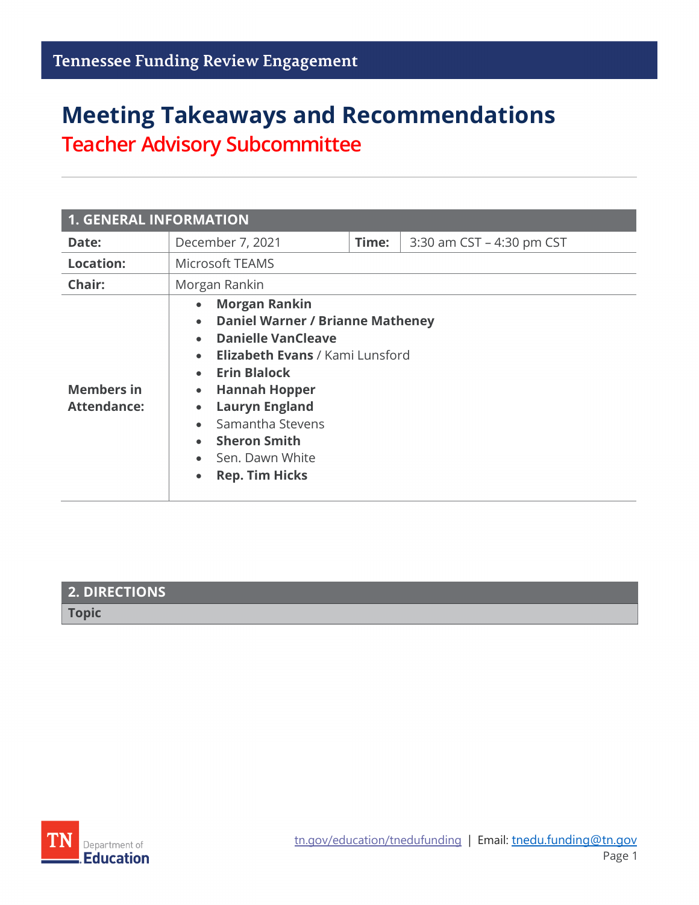Tennessee Funding Review Engagement

# Meeting Takeaways and Recommendations

## Teacher Advisory Subcommittee

| 1. GENERAL INFORMATION | | | |
|---|---|---|---|
| **Date:** | December 7, 2021 | **Time:** | 3:30 am CST – 4:30 pm CST |
| **Location:** | Microsoft TEAMS | | |
| **Chair:** | Morgan Rankin | | |
| **Members in Attendance:** | • **Morgan Rankin**<br>• **Daniel Warner / Brianne Matheney**<br>• **Danielle VanCleave**<br>• **Elizabeth Evans** / Kami Lunsford<br>• **Erin Blalock**<br>• **Hannah Hopper**<br>• **Lauryn England**<br>• Samantha Stevens<br>• **Sheron Smith**<br>• Sen. Dawn White<br>• **Rep. Tim Hicks** | | |

| 2. DIRECTIONS |
|---|
| **Topic** |

tn.gov/education/tnedufunding | Email: tnedu.funding@tn.gov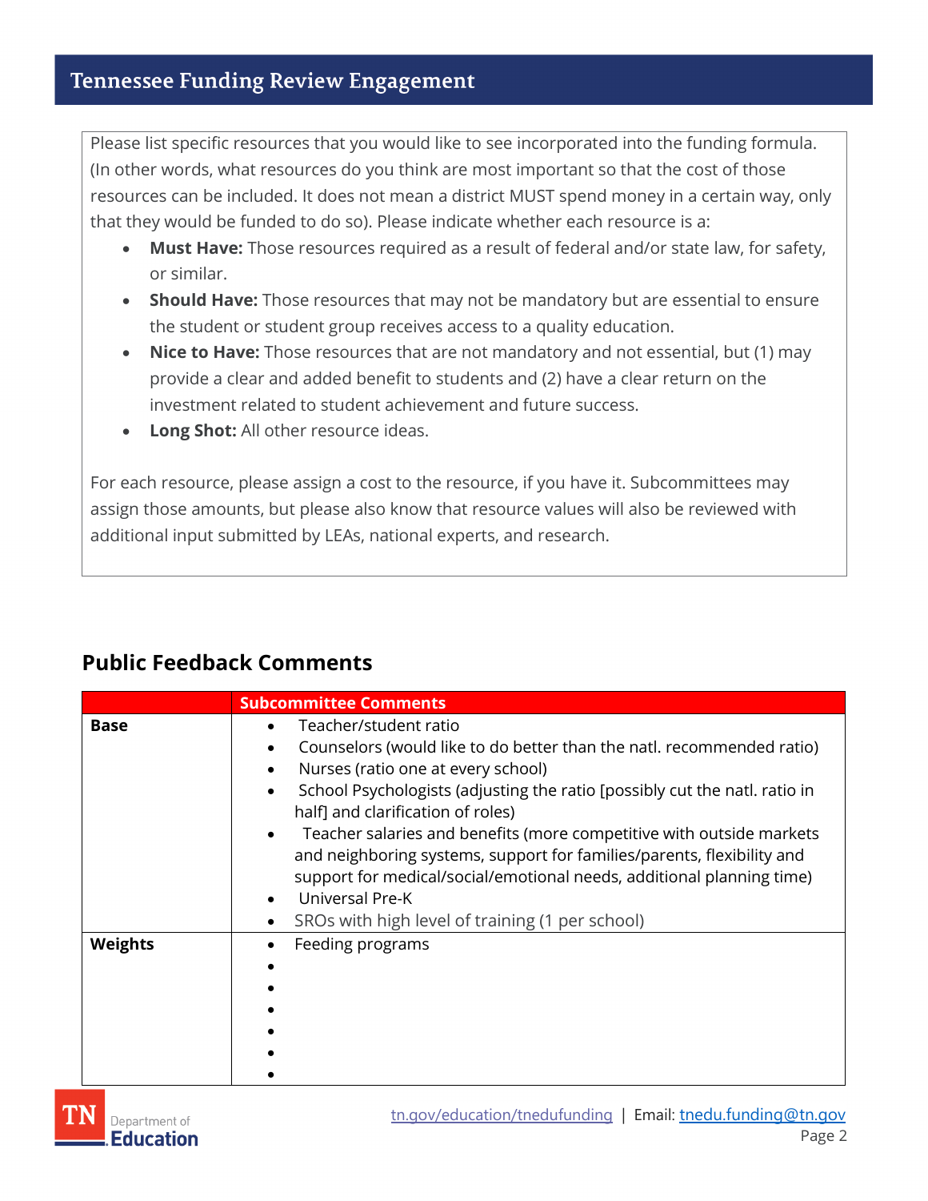Please list specific resources that you would like to see incorporated into the funding formula. (In other words, what resources do you think are most important so that the cost of those resources can be included. It does not mean a district MUST spend money in a certain way, only that they would be funded to do so). Please indicate whether each resource is a:

- **Must Have:** Those resources required as a result of federal and/or state law, for safety, or similar.
- **Should Have:** Those resources that may not be mandatory but are essential to ensure the student or student group receives access to a quality education.
- **Nice to Have:** Those resources that are not mandatory and not essential, but (1) may provide a clear and added benefit to students and (2) have a clear return on the investment related to student achievement and future success.
- **Long Shot:** All other resource ideas.

For each resource, please assign a cost to the resource, if you have it. Subcommittees may assign those amounts, but please also know that resource values will also be reviewed with additional input submitted by LEAs, national experts, and research.

## Public Feedback Comments

| | Subcommittee Comments |
|---|---|
| **Base** | • Teacher/student ratio<br>• Counselors (would like to do better than the natl. recommended ratio)<br>• Nurses (ratio one at every school)<br>• School Psychologists (adjusting the ratio [possibly cut the natl. ratio in half] and clarification of roles)<br>• Teacher salaries and benefits (more competitive with outside markets and neighboring systems, support for families/parents, flexibility and support for medical/social/emotional needs, additional planning time)<br>• Universal Pre-K<br>• SROs with high level of training (1 per school) |
| **Weights** | • Feeding programs<br>•<br>•<br>•<br>•<br>•<br>• |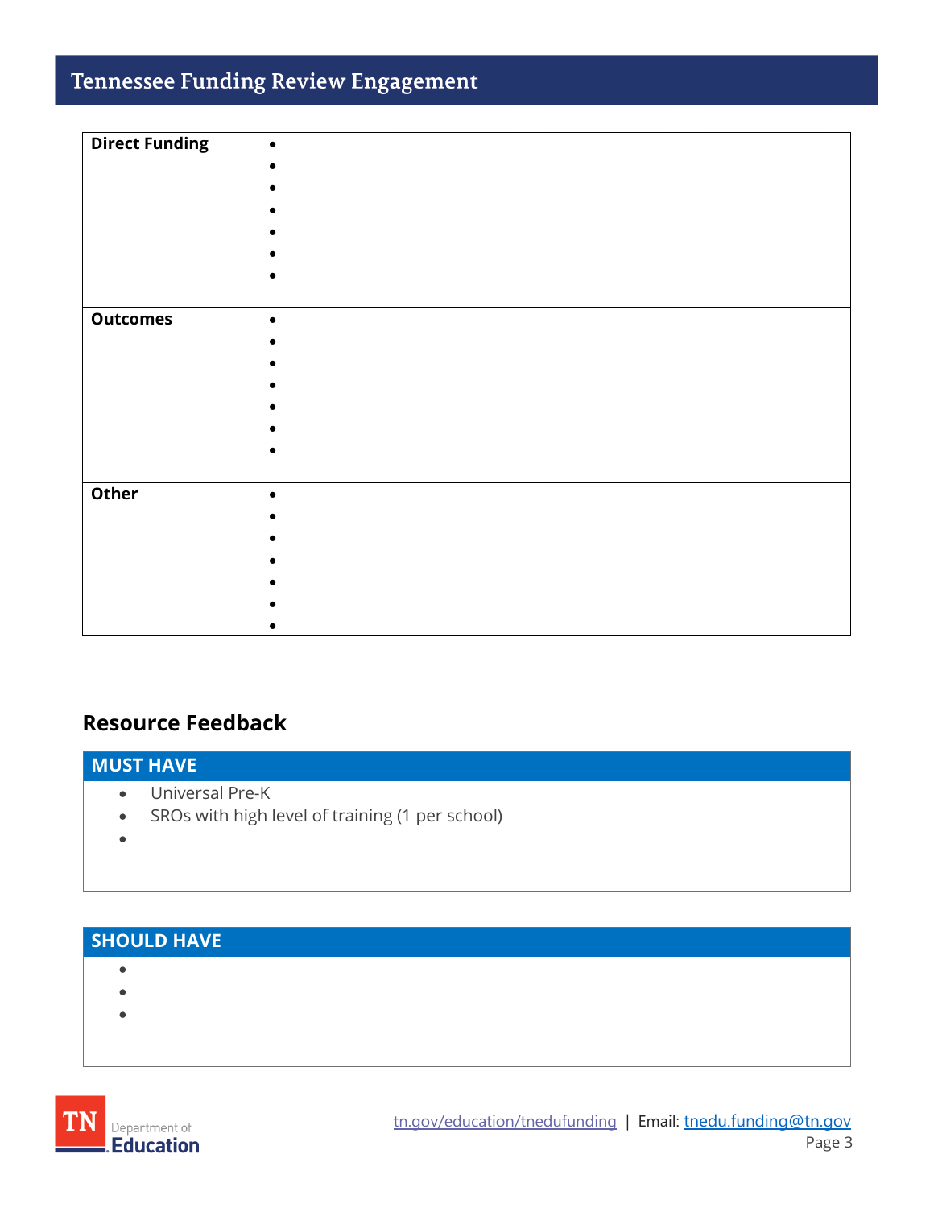| | |
|---|---|
| **Direct Funding** | • <br> • <br> • <br> • <br> • <br> • <br> • |
| **Outcomes** | • <br> • <br> • <br> • <br> • <br> • <br> • |
| **Other** | • <br> • <br> • <br> • <br> • <br> • <br> • |

## Resource Feedback

### MUST HAVE

- Universal Pre-K
- SROs with high level of training (1 per school)
-

### SHOULD HAVE

-
-
-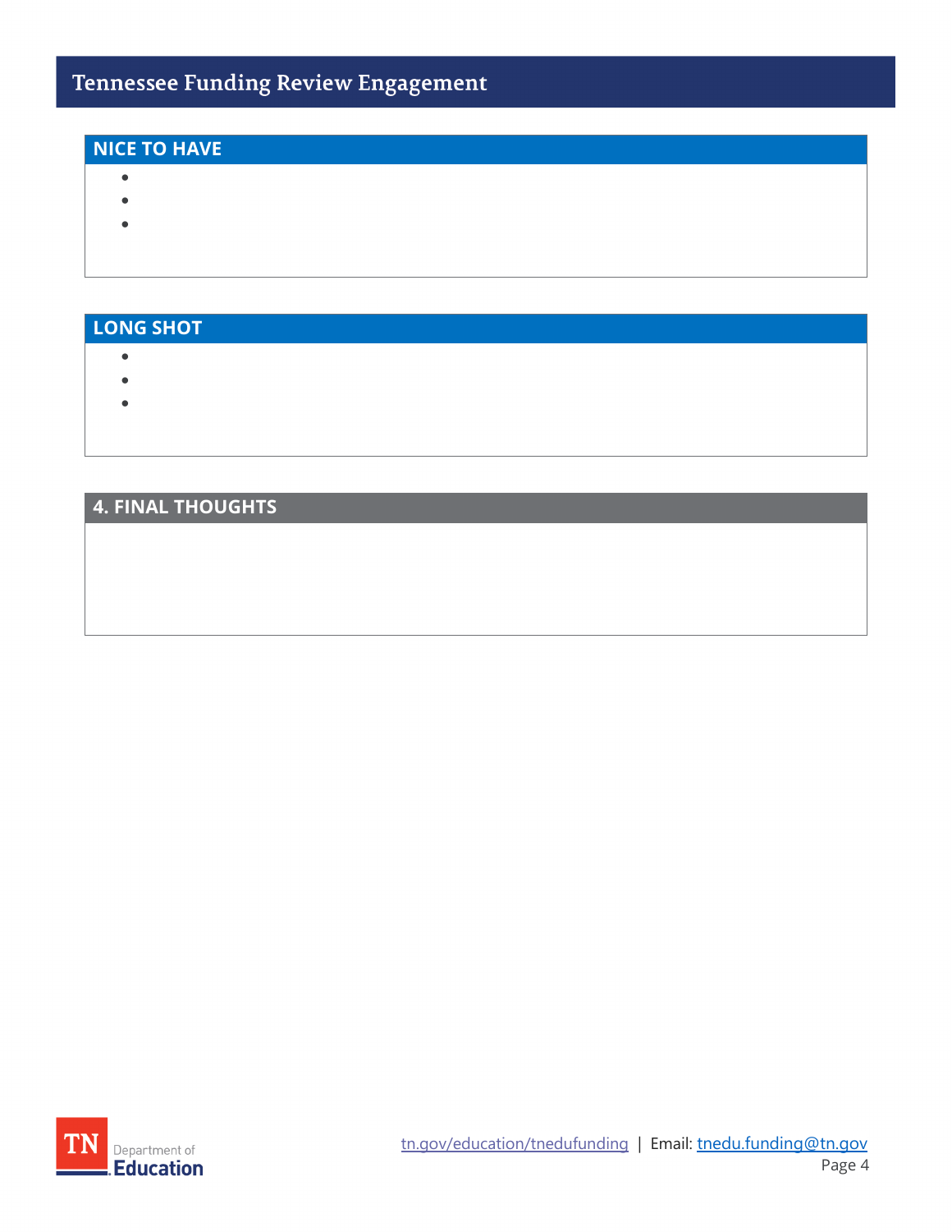## NICE TO HAVE

- 
- 
- 

## LONG SHOT

- 
- 
- 

## 4. FINAL THOUGHTS